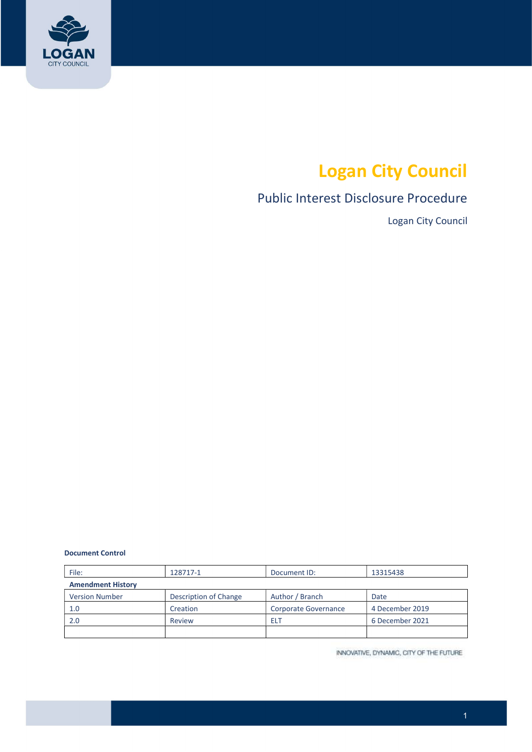# Logan City Council

## Public Interest Disclosure Procedure

Logan City Council

**Document Control**

| File: | 128717-1 | Document ID: | 13315438 |
|---|---|---|---|
| **Amendment History** | | | |
| Version Number | Description of Change | Author / Branch | Date |
| 1.0 | Creation | Corporate Governance | 4 December 2019 |
| 2.0 | Review | ELT | 6 December 2021 |
| | | | |

INNOVATIVE, DYNAMIC, CITY OF THE FUTURE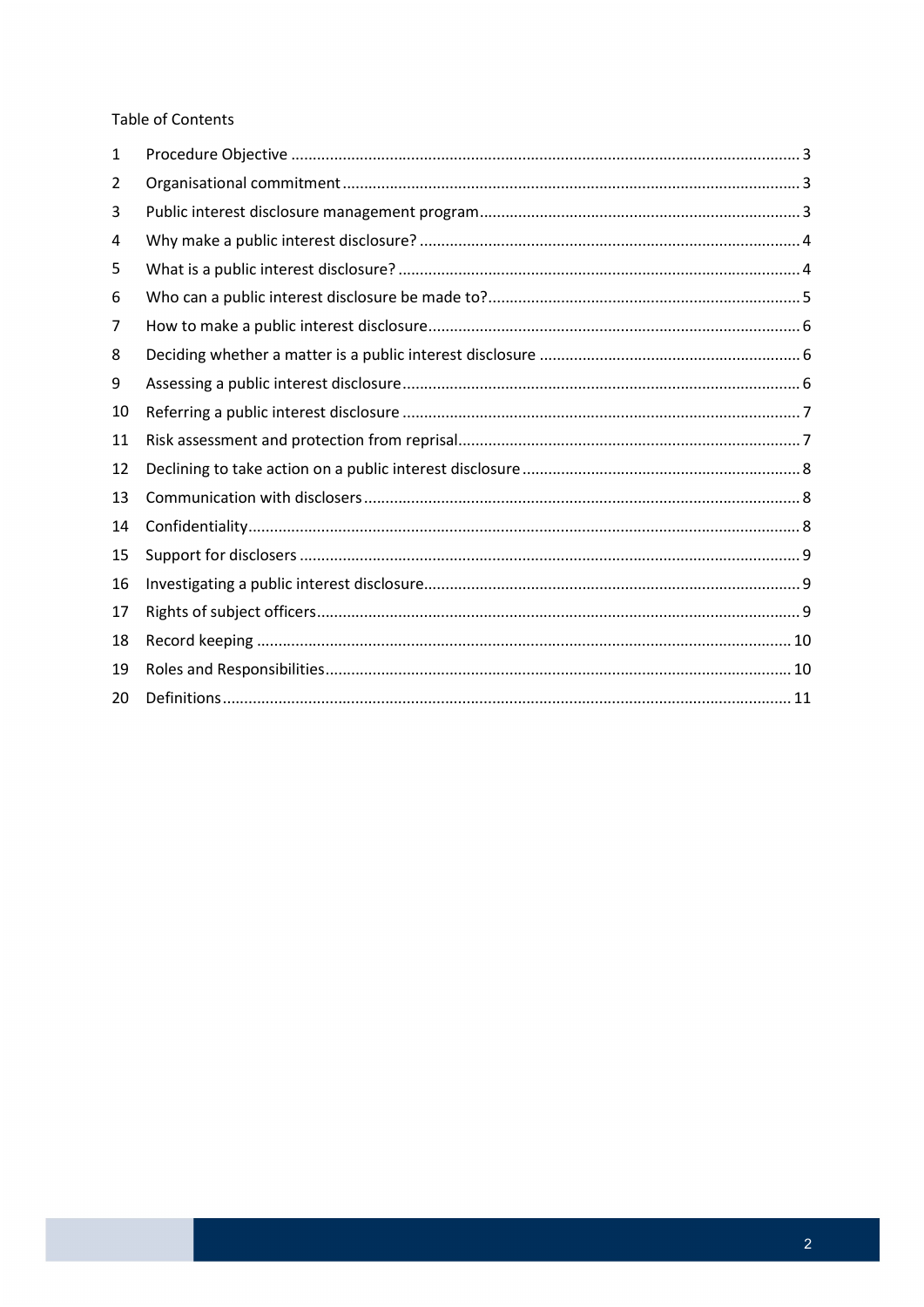Table of Contents

| | | |
|---|---|---|
| 1 | Procedure Objective | 3 |
| 2 | Organisational commitment | 3 |
| 3 | Public interest disclosure management program | 3 |
| 4 | Why make a public interest disclosure? | 4 |
| 5 | What is a public interest disclosure? | 4 |
| 6 | Who can a public interest disclosure be made to? | 5 |
| 7 | How to make a public interest disclosure | 6 |
| 8 | Deciding whether a matter is a public interest disclosure | 6 |
| 9 | Assessing a public interest disclosure | 6 |
| 10 | Referring a public interest disclosure | 7 |
| 11 | Risk assessment and protection from reprisal | 7 |
| 12 | Declining to take action on a public interest disclosure | 8 |
| 13 | Communication with disclosers | 8 |
| 14 | Confidentiality | 8 |
| 15 | Support for disclosers | 9 |
| 16 | Investigating a public interest disclosure | 9 |
| 17 | Rights of subject officers | 9 |
| 18 | Record keeping | 10 |
| 19 | Roles and Responsibilities | 10 |
| 20 | Definitions | 11 |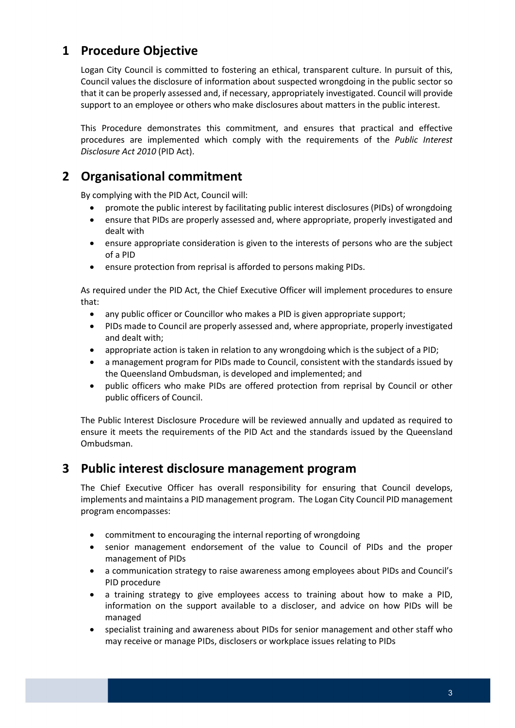# 1 Procedure Objective

Logan City Council is committed to fostering an ethical, transparent culture. In pursuit of this, Council values the disclosure of information about suspected wrongdoing in the public sector so that it can be properly assessed and, if necessary, appropriately investigated. Council will provide support to an employee or others who make disclosures about matters in the public interest.

This Procedure demonstrates this commitment, and ensures that practical and effective procedures are implemented which comply with the requirements of the *Public Interest Disclosure Act 2010* (PID Act).

# 2 Organisational commitment

By complying with the PID Act, Council will:

- promote the public interest by facilitating public interest disclosures (PIDs) of wrongdoing
- ensure that PIDs are properly assessed and, where appropriate, properly investigated and dealt with
- ensure appropriate consideration is given to the interests of persons who are the subject of a PID
- ensure protection from reprisal is afforded to persons making PIDs.

As required under the PID Act, the Chief Executive Officer will implement procedures to ensure that:

- any public officer or Councillor who makes a PID is given appropriate support;
- PIDs made to Council are properly assessed and, where appropriate, properly investigated and dealt with;
- appropriate action is taken in relation to any wrongdoing which is the subject of a PID;
- a management program for PIDs made to Council, consistent with the standards issued by the Queensland Ombudsman, is developed and implemented; and
- public officers who make PIDs are offered protection from reprisal by Council or other public officers of Council.

The Public Interest Disclosure Procedure will be reviewed annually and updated as required to ensure it meets the requirements of the PID Act and the standards issued by the Queensland Ombudsman.

# 3 Public interest disclosure management program

The Chief Executive Officer has overall responsibility for ensuring that Council develops, implements and maintains a PID management program. The Logan City Council PID management program encompasses:

- commitment to encouraging the internal reporting of wrongdoing
- senior management endorsement of the value to Council of PIDs and the proper management of PIDs
- a communication strategy to raise awareness among employees about PIDs and Council's PID procedure
- a training strategy to give employees access to training about how to make a PID, information on the support available to a discloser, and advice on how PIDs will be managed
- specialist training and awareness about PIDs for senior management and other staff who may receive or manage PIDs, disclosers or workplace issues relating to PIDs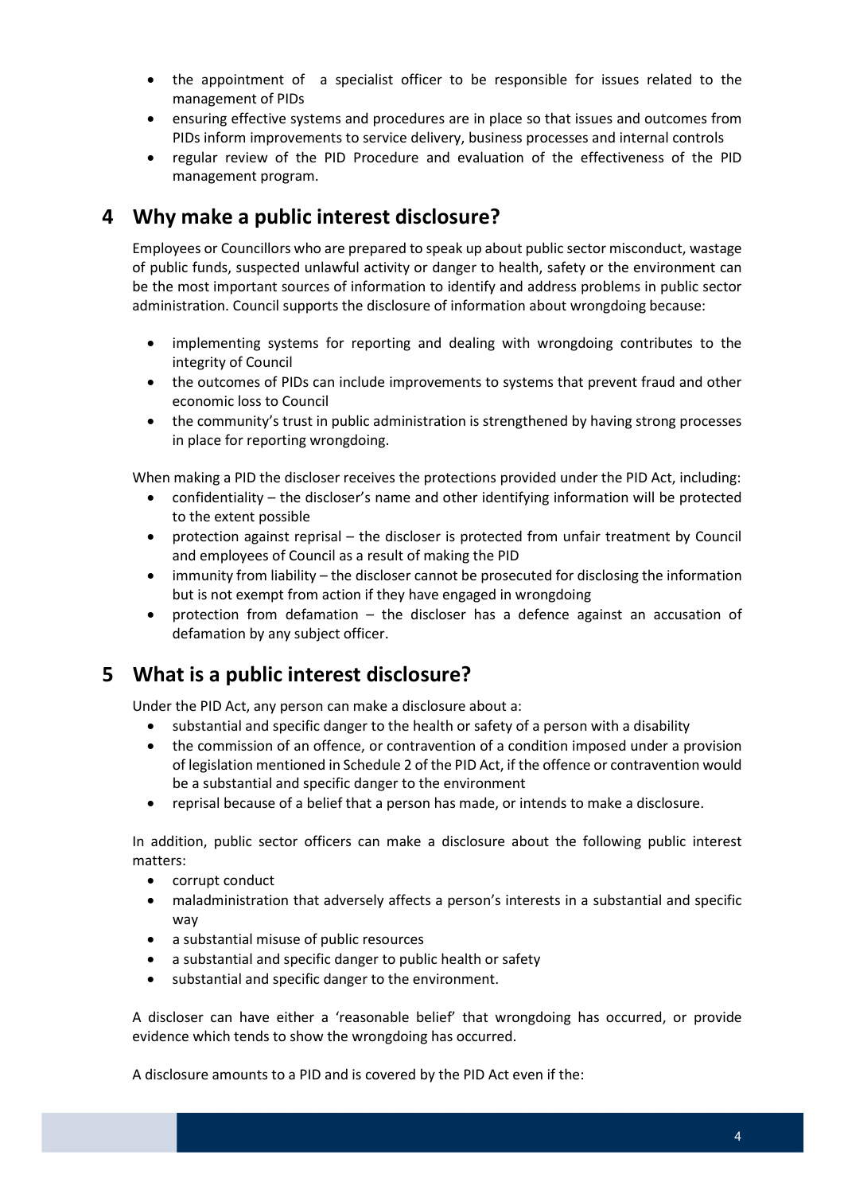- the appointment of a specialist officer to be responsible for issues related to the management of PIDs
- ensuring effective systems and procedures are in place so that issues and outcomes from PIDs inform improvements to service delivery, business processes and internal controls
- regular review of the PID Procedure and evaluation of the effectiveness of the PID management program.

## 4 Why make a public interest disclosure?

Employees or Councillors who are prepared to speak up about public sector misconduct, wastage of public funds, suspected unlawful activity or danger to health, safety or the environment can be the most important sources of information to identify and address problems in public sector administration. Council supports the disclosure of information about wrongdoing because:

- implementing systems for reporting and dealing with wrongdoing contributes to the integrity of Council
- the outcomes of PIDs can include improvements to systems that prevent fraud and other economic loss to Council
- the community's trust in public administration is strengthened by having strong processes in place for reporting wrongdoing.

When making a PID the discloser receives the protections provided under the PID Act, including:

- confidentiality – the discloser's name and other identifying information will be protected to the extent possible
- protection against reprisal – the discloser is protected from unfair treatment by Council and employees of Council as a result of making the PID
- immunity from liability – the discloser cannot be prosecuted for disclosing the information but is not exempt from action if they have engaged in wrongdoing
- protection from defamation – the discloser has a defence against an accusation of defamation by any subject officer.

## 5 What is a public interest disclosure?

Under the PID Act, any person can make a disclosure about a:

- substantial and specific danger to the health or safety of a person with a disability
- the commission of an offence, or contravention of a condition imposed under a provision of legislation mentioned in Schedule 2 of the PID Act, if the offence or contravention would be a substantial and specific danger to the environment
- reprisal because of a belief that a person has made, or intends to make a disclosure.

In addition, public sector officers can make a disclosure about the following public interest matters:

- corrupt conduct
- maladministration that adversely affects a person's interests in a substantial and specific way
- a substantial misuse of public resources
- a substantial and specific danger to public health or safety
- substantial and specific danger to the environment.

A discloser can have either a 'reasonable belief' that wrongdoing has occurred, or provide evidence which tends to show the wrongdoing has occurred.

A disclosure amounts to a PID and is covered by the PID Act even if the: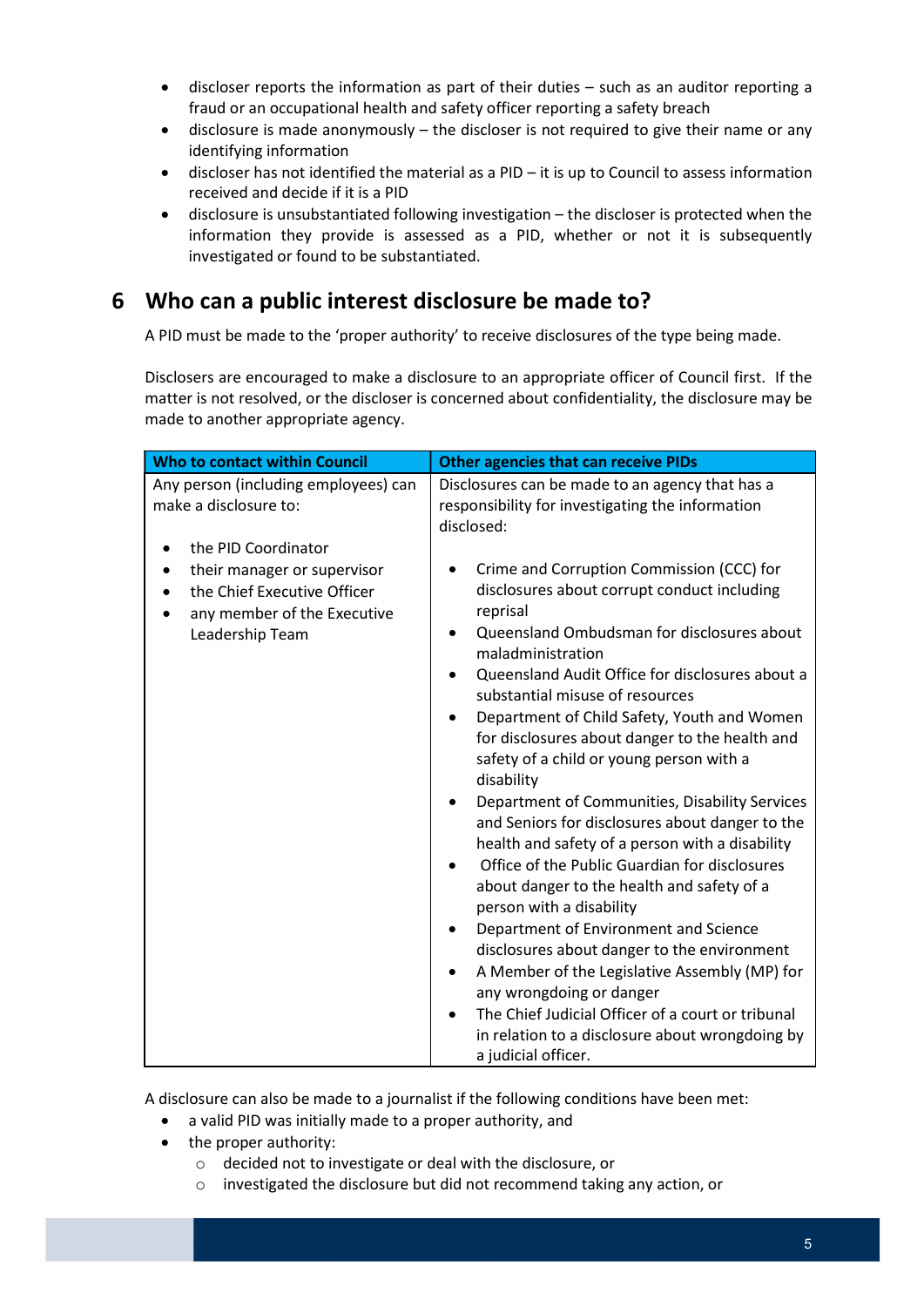- discloser reports the information as part of their duties – such as an auditor reporting a fraud or an occupational health and safety officer reporting a safety breach
- disclosure is made anonymously – the discloser is not required to give their name or any identifying information
- discloser has not identified the material as a PID – it is up to Council to assess information received and decide if it is a PID
- disclosure is unsubstantiated following investigation – the discloser is protected when the information they provide is assessed as a PID, whether or not it is subsequently investigated or found to be substantiated.

## 6 Who can a public interest disclosure be made to?

A PID must be made to the 'proper authority' to receive disclosures of the type being made.

Disclosers are encouraged to make a disclosure to an appropriate officer of Council first. If the matter is not resolved, or the discloser is concerned about confidentiality, the disclosure may be made to another appropriate agency.

| Who to contact within Council | Other agencies that can receive PIDs |
|---|---|
| Any person (including employees) can make a disclosure to:<br><br>• the PID Coordinator<br>• their manager or supervisor<br>• the Chief Executive Officer<br>• any member of the Executive Leadership Team | Disclosures can be made to an agency that has a responsibility for investigating the information disclosed:<br><br>• Crime and Corruption Commission (CCC) for disclosures about corrupt conduct including reprisal<br>• Queensland Ombudsman for disclosures about maladministration<br>• Queensland Audit Office for disclosures about a substantial misuse of resources<br>• Department of Child Safety, Youth and Women for disclosures about danger to the health and safety of a child or young person with a disability<br>• Department of Communities, Disability Services and Seniors for disclosures about danger to the health and safety of a person with a disability<br>• Office of the Public Guardian for disclosures about danger to the health and safety of a person with a disability<br>• Department of Environment and Science disclosures about danger to the environment<br>• A Member of the Legislative Assembly (MP) for any wrongdoing or danger<br>• The Chief Judicial Officer of a court or tribunal in relation to a disclosure about wrongdoing by a judicial officer. |

A disclosure can also be made to a journalist if the following conditions have been met:

- a valid PID was initially made to a proper authority, and
- the proper authority:
  - decided not to investigate or deal with the disclosure, or
  - investigated the disclosure but did not recommend taking any action, or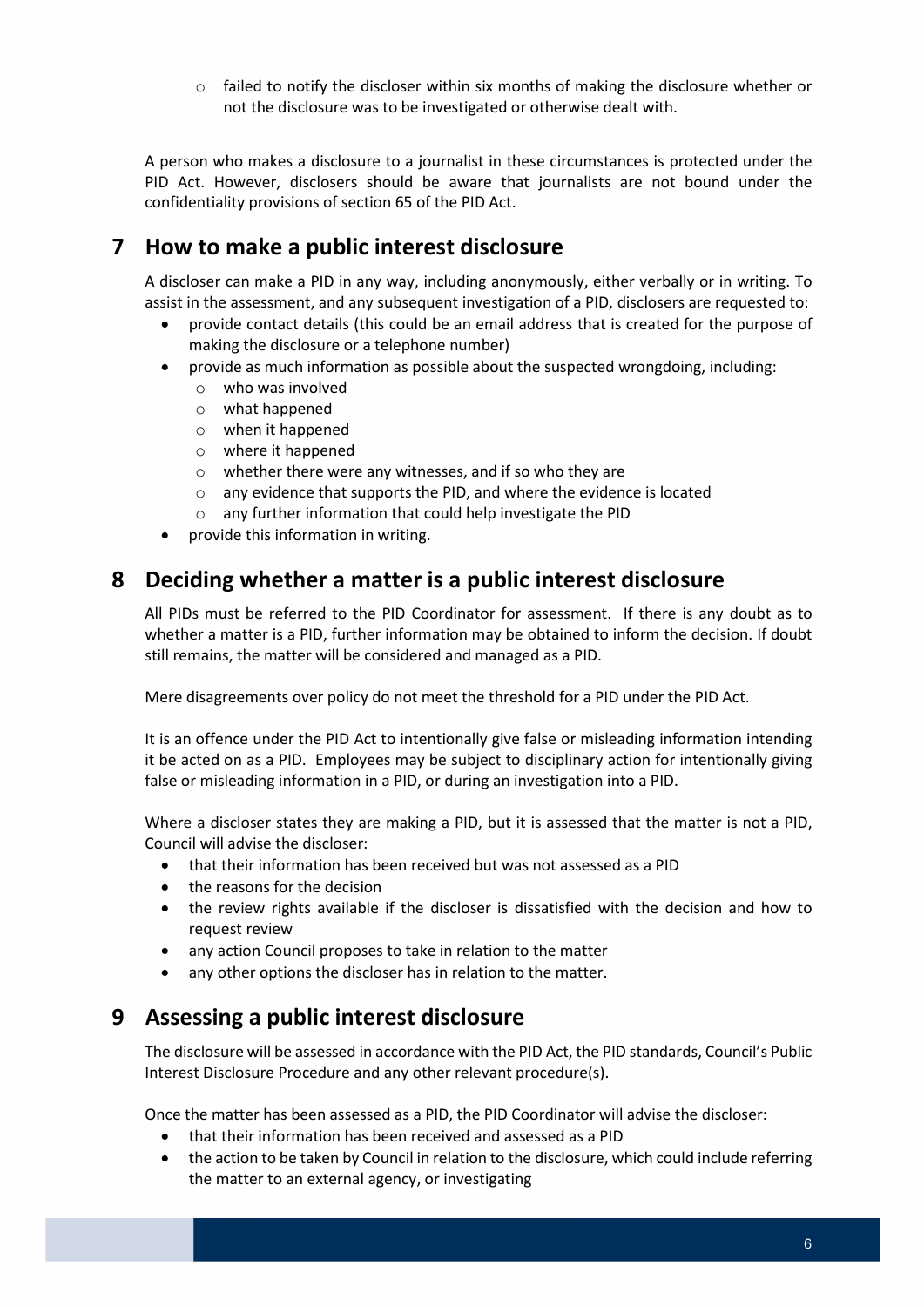- failed to notify the discloser within six months of making the disclosure whether or not the disclosure was to be investigated or otherwise dealt with.

A person who makes a disclosure to a journalist in these circumstances is protected under the PID Act. However, disclosers should be aware that journalists are not bound under the confidentiality provisions of section 65 of the PID Act.

## 7 How to make a public interest disclosure

A discloser can make a PID in any way, including anonymously, either verbally or in writing. To assist in the assessment, and any subsequent investigation of a PID, disclosers are requested to:

- provide contact details (this could be an email address that is created for the purpose of making the disclosure or a telephone number)
- provide as much information as possible about the suspected wrongdoing, including:
  - who was involved
  - what happened
  - when it happened
  - where it happened
  - whether there were any witnesses, and if so who they are
  - any evidence that supports the PID, and where the evidence is located
  - any further information that could help investigate the PID
- provide this information in writing.

## 8 Deciding whether a matter is a public interest disclosure

All PIDs must be referred to the PID Coordinator for assessment. If there is any doubt as to whether a matter is a PID, further information may be obtained to inform the decision. If doubt still remains, the matter will be considered and managed as a PID.

Mere disagreements over policy do not meet the threshold for a PID under the PID Act.

It is an offence under the PID Act to intentionally give false or misleading information intending it be acted on as a PID. Employees may be subject to disciplinary action for intentionally giving false or misleading information in a PID, or during an investigation into a PID.

Where a discloser states they are making a PID, but it is assessed that the matter is not a PID, Council will advise the discloser:

- that their information has been received but was not assessed as a PID
- the reasons for the decision
- the review rights available if the discloser is dissatisfied with the decision and how to request review
- any action Council proposes to take in relation to the matter
- any other options the discloser has in relation to the matter.

## 9 Assessing a public interest disclosure

The disclosure will be assessed in accordance with the PID Act, the PID standards, Council's Public Interest Disclosure Procedure and any other relevant procedure(s).

Once the matter has been assessed as a PID, the PID Coordinator will advise the discloser:

- that their information has been received and assessed as a PID
- the action to be taken by Council in relation to the disclosure, which could include referring the matter to an external agency, or investigating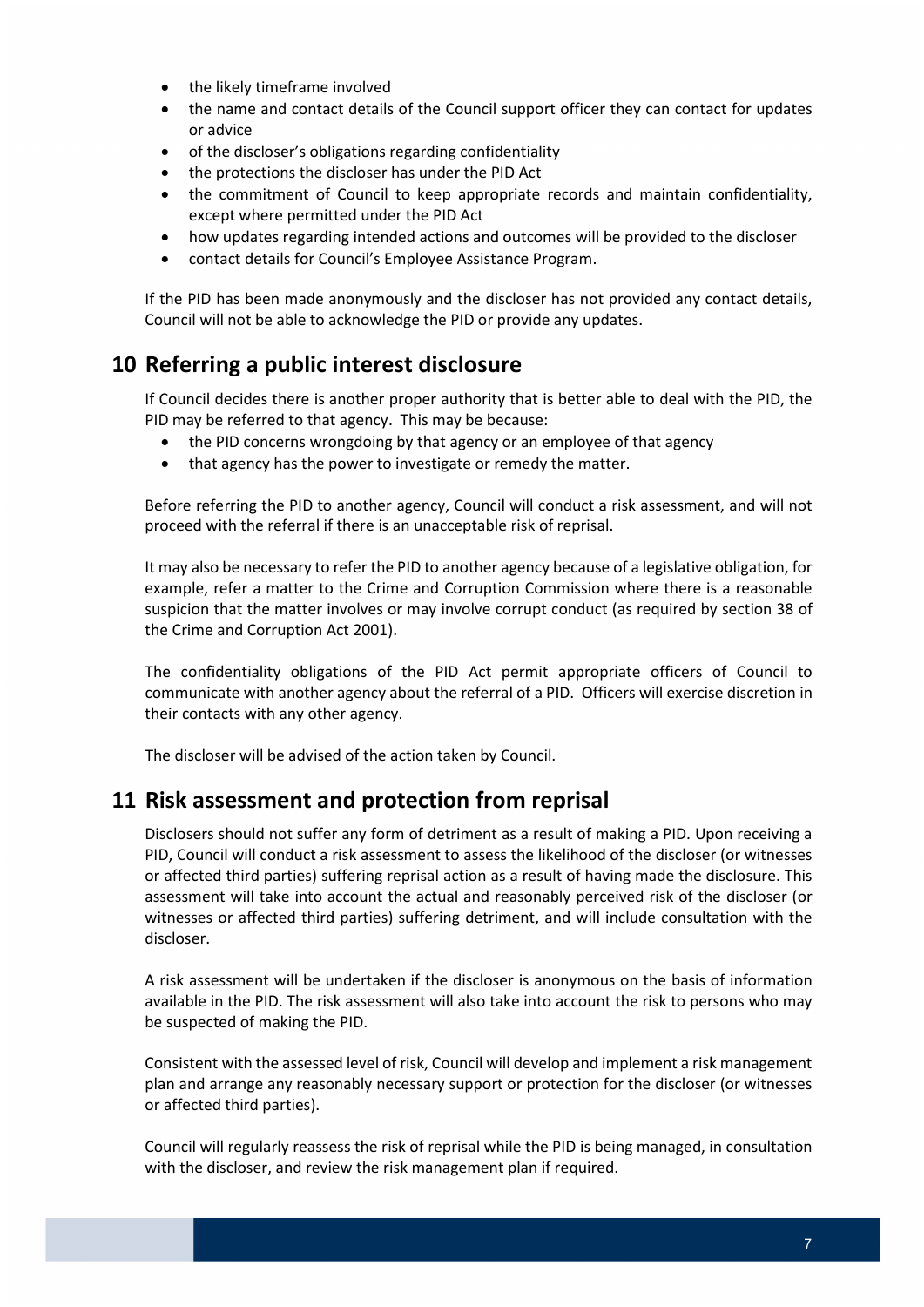- the likely timeframe involved
- the name and contact details of the Council support officer they can contact for updates or advice
- of the discloser's obligations regarding confidentiality
- the protections the discloser has under the PID Act
- the commitment of Council to keep appropriate records and maintain confidentiality, except where permitted under the PID Act
- how updates regarding intended actions and outcomes will be provided to the discloser
- contact details for Council's Employee Assistance Program.

If the PID has been made anonymously and the discloser has not provided any contact details, Council will not be able to acknowledge the PID or provide any updates.

## 10 Referring a public interest disclosure

If Council decides there is another proper authority that is better able to deal with the PID, the PID may be referred to that agency. This may be because:

- the PID concerns wrongdoing by that agency or an employee of that agency
- that agency has the power to investigate or remedy the matter.

Before referring the PID to another agency, Council will conduct a risk assessment, and will not proceed with the referral if there is an unacceptable risk of reprisal.

It may also be necessary to refer the PID to another agency because of a legislative obligation, for example, refer a matter to the Crime and Corruption Commission where there is a reasonable suspicion that the matter involves or may involve corrupt conduct (as required by section 38 of the Crime and Corruption Act 2001).

The confidentiality obligations of the PID Act permit appropriate officers of Council to communicate with another agency about the referral of a PID. Officers will exercise discretion in their contacts with any other agency.

The discloser will be advised of the action taken by Council.

## 11 Risk assessment and protection from reprisal

Disclosers should not suffer any form of detriment as a result of making a PID. Upon receiving a PID, Council will conduct a risk assessment to assess the likelihood of the discloser (or witnesses or affected third parties) suffering reprisal action as a result of having made the disclosure. This assessment will take into account the actual and reasonably perceived risk of the discloser (or witnesses or affected third parties) suffering detriment, and will include consultation with the discloser.

A risk assessment will be undertaken if the discloser is anonymous on the basis of information available in the PID. The risk assessment will also take into account the risk to persons who may be suspected of making the PID.

Consistent with the assessed level of risk, Council will develop and implement a risk management plan and arrange any reasonably necessary support or protection for the discloser (or witnesses or affected third parties).

Council will regularly reassess the risk of reprisal while the PID is being managed, in consultation with the discloser, and review the risk management plan if required.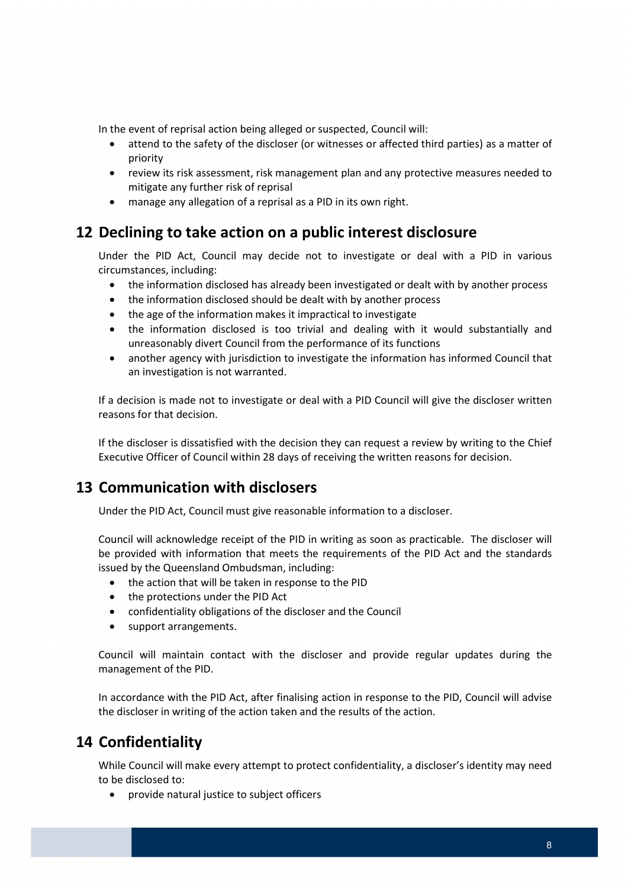In the event of reprisal action being alleged or suspected, Council will:

- attend to the safety of the discloser (or witnesses or affected third parties) as a matter of priority
- review its risk assessment, risk management plan and any protective measures needed to mitigate any further risk of reprisal
- manage any allegation of a reprisal as a PID in its own right.

## 12 Declining to take action on a public interest disclosure

Under the PID Act, Council may decide not to investigate or deal with a PID in various circumstances, including:

- the information disclosed has already been investigated or dealt with by another process
- the information disclosed should be dealt with by another process
- the age of the information makes it impractical to investigate
- the information disclosed is too trivial and dealing with it would substantially and unreasonably divert Council from the performance of its functions
- another agency with jurisdiction to investigate the information has informed Council that an investigation is not warranted.

If a decision is made not to investigate or deal with a PID Council will give the discloser written reasons for that decision.

If the discloser is dissatisfied with the decision they can request a review by writing to the Chief Executive Officer of Council within 28 days of receiving the written reasons for decision.

## 13 Communication with disclosers

Under the PID Act, Council must give reasonable information to a discloser.

Council will acknowledge receipt of the PID in writing as soon as practicable. The discloser will be provided with information that meets the requirements of the PID Act and the standards issued by the Queensland Ombudsman, including:

- the action that will be taken in response to the PID
- the protections under the PID Act
- confidentiality obligations of the discloser and the Council
- support arrangements.

Council will maintain contact with the discloser and provide regular updates during the management of the PID.

In accordance with the PID Act, after finalising action in response to the PID, Council will advise the discloser in writing of the action taken and the results of the action.

## 14 Confidentiality

While Council will make every attempt to protect confidentiality, a discloser's identity may need to be disclosed to:

- provide natural justice to subject officers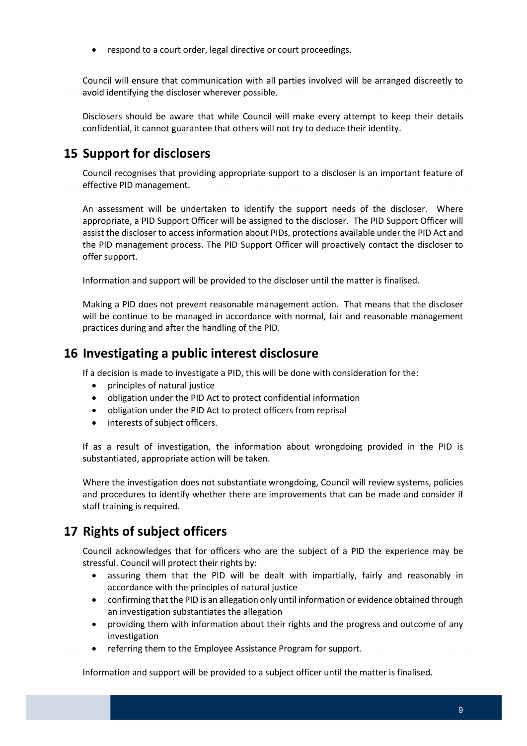- respond to a court order, legal directive or court proceedings.

Council will ensure that communication with all parties involved will be arranged discreetly to avoid identifying the discloser wherever possible.

Disclosers should be aware that while Council will make every attempt to keep their details confidential, it cannot guarantee that others will not try to deduce their identity.

## 15 Support for disclosers

Council recognises that providing appropriate support to a discloser is an important feature of effective PID management.

An assessment will be undertaken to identify the support needs of the discloser. Where appropriate, a PID Support Officer will be assigned to the discloser. The PID Support Officer will assist the discloser to access information about PIDs, protections available under the PID Act and the PID management process. The PID Support Officer will proactively contact the discloser to offer support.

Information and support will be provided to the discloser until the matter is finalised.

Making a PID does not prevent reasonable management action. That means that the discloser will be continue to be managed in accordance with normal, fair and reasonable management practices during and after the handling of the PID.

## 16 Investigating a public interest disclosure

If a decision is made to investigate a PID, this will be done with consideration for the:

- principles of natural justice
- obligation under the PID Act to protect confidential information
- obligation under the PID Act to protect officers from reprisal
- interests of subject officers.

If as a result of investigation, the information about wrongdoing provided in the PID is substantiated, appropriate action will be taken.

Where the investigation does not substantiate wrongdoing, Council will review systems, policies and procedures to identify whether there are improvements that can be made and consider if staff training is required.

## 17 Rights of subject officers

Council acknowledges that for officers who are the subject of a PID the experience may be stressful. Council will protect their rights by:

- assuring them that the PID will be dealt with impartially, fairly and reasonably in accordance with the principles of natural justice
- confirming that the PID is an allegation only until information or evidence obtained through an investigation substantiates the allegation
- providing them with information about their rights and the progress and outcome of any investigation
- referring them to the Employee Assistance Program for support.

Information and support will be provided to a subject officer until the matter is finalised.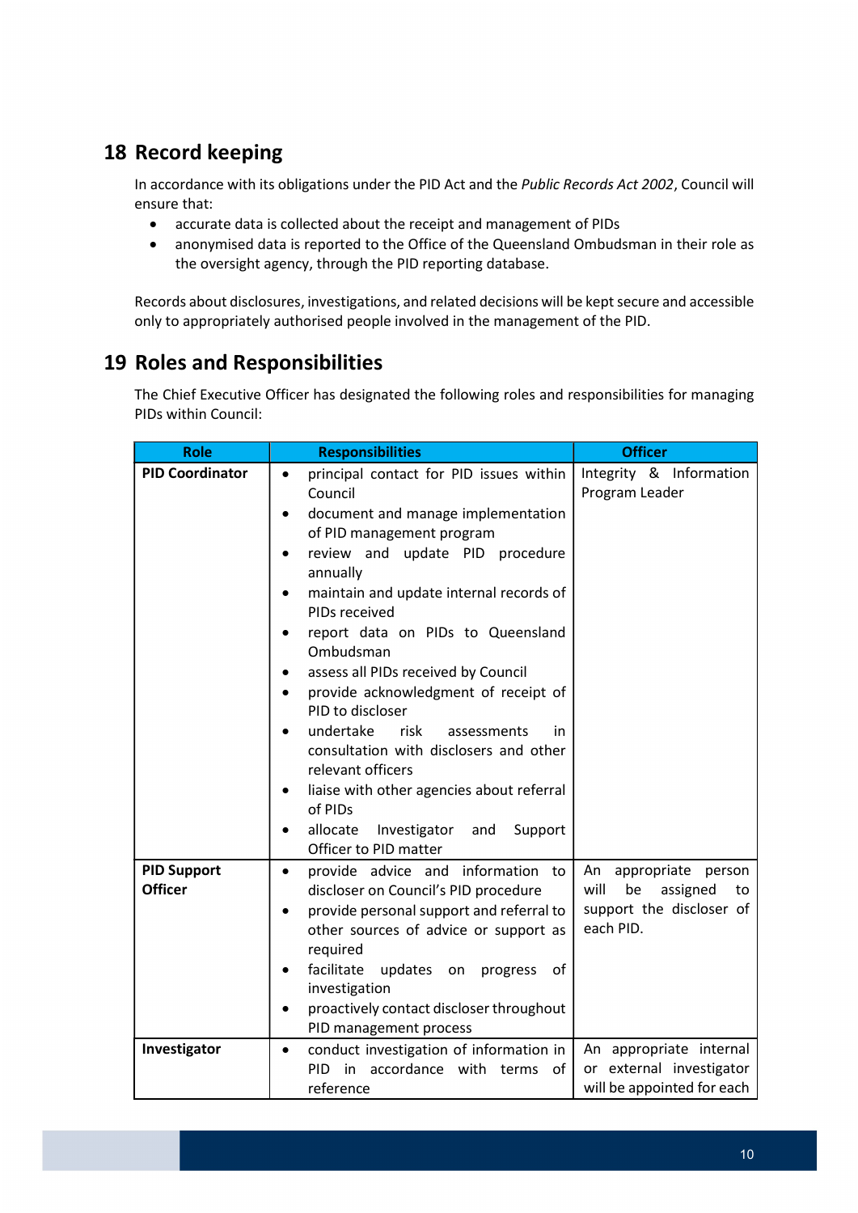## 18 Record keeping

In accordance with its obligations under the PID Act and the *Public Records Act 2002*, Council will ensure that:

- accurate data is collected about the receipt and management of PIDs
- anonymised data is reported to the Office of the Queensland Ombudsman in their role as the oversight agency, through the PID reporting database.

Records about disclosures, investigations, and related decisions will be kept secure and accessible only to appropriately authorised people involved in the management of the PID.

## 19 Roles and Responsibilities

The Chief Executive Officer has designated the following roles and responsibilities for managing PIDs within Council:

| Role | Responsibilities | Officer |
|---|---|---|
| **PID Coordinator** | • principal contact for PID issues within Council<br>• document and manage implementation of PID management program<br>• review and update PID procedure annually<br>• maintain and update internal records of PIDs received<br>• report data on PIDs to Queensland Ombudsman<br>• assess all PIDs received by Council<br>• provide acknowledgment of receipt of PID to discloser<br>• undertake risk assessments in consultation with disclosers and other relevant officers<br>• liaise with other agencies about referral of PIDs<br>• allocate Investigator and Support Officer to PID matter | Integrity & Information Program Leader |
| **PID Support Officer** | • provide advice and information to discloser on Council's PID procedure<br>• provide personal support and referral to other sources of advice or support as required<br>• facilitate updates on progress of investigation<br>• proactively contact discloser throughout PID management process | An appropriate person will be assigned to support the discloser of each PID. |
| **Investigator** | • conduct investigation of information in PID in accordance with terms of reference | An appropriate internal or external investigator will be appointed for each |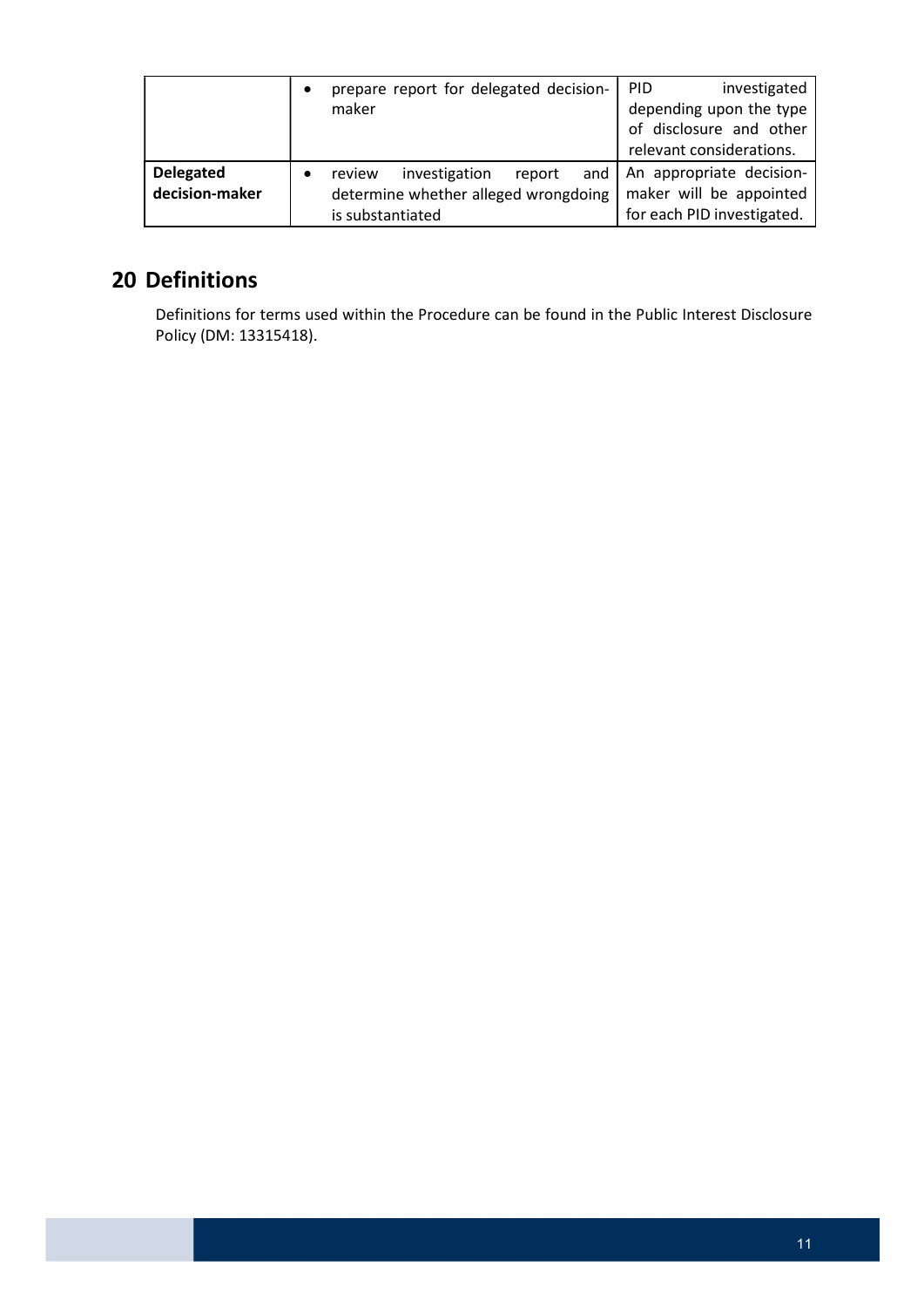| | | |
|---|---|---|
| | • prepare report for delegated decision-maker | PID investigated depending upon the type of disclosure and other relevant considerations. |
| **Delegated decision-maker** | • review investigation report and determine whether alleged wrongdoing is substantiated | An appropriate decision-maker will be appointed for each PID investigated. |

## 20 Definitions

Definitions for terms used within the Procedure can be found in the Public Interest Disclosure Policy (DM: 13315418).